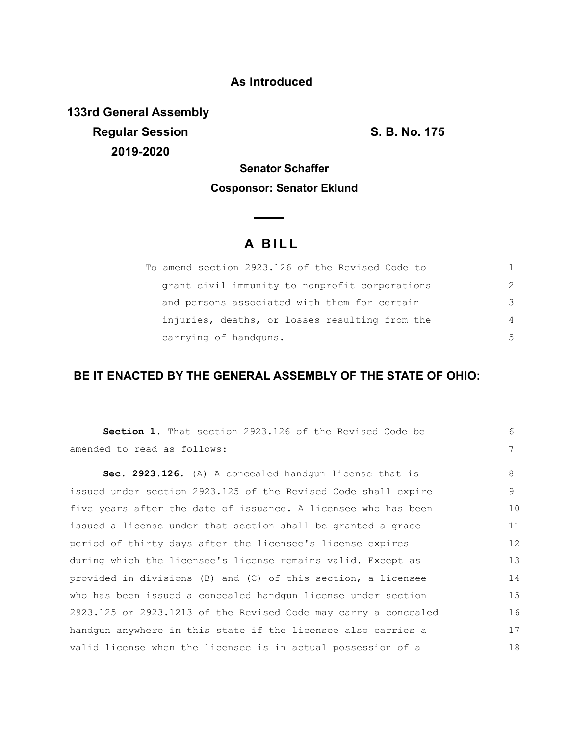**As Introduced**

**133rd General Assembly**
**Regular Session**
**2019-2020**

**S. B. No. 175**

**Senator Schaffer**

**Cosponsor: Senator Eklund**

# A BILL

To amend section 2923.126 of the Revised Code to grant civil immunity to nonprofit corporations and persons associated with them for certain injuries, deaths, or losses resulting from the carrying of handguns.

## BE IT ENACTED BY THE GENERAL ASSEMBLY OF THE STATE OF OHIO:

**Section 1.** That section 2923.126 of the Revised Code be amended to read as follows:

**Sec. 2923.126.** (A) A concealed handgun license that is issued under section 2923.125 of the Revised Code shall expire five years after the date of issuance. A licensee who has been issued a license under that section shall be granted a grace period of thirty days after the licensee's license expires during which the licensee's license remains valid. Except as provided in divisions (B) and (C) of this section, a licensee who has been issued a concealed handgun license under section 2923.125 or 2923.1213 of the Revised Code may carry a concealed handgun anywhere in this state if the licensee also carries a valid license when the licensee is in actual possession of a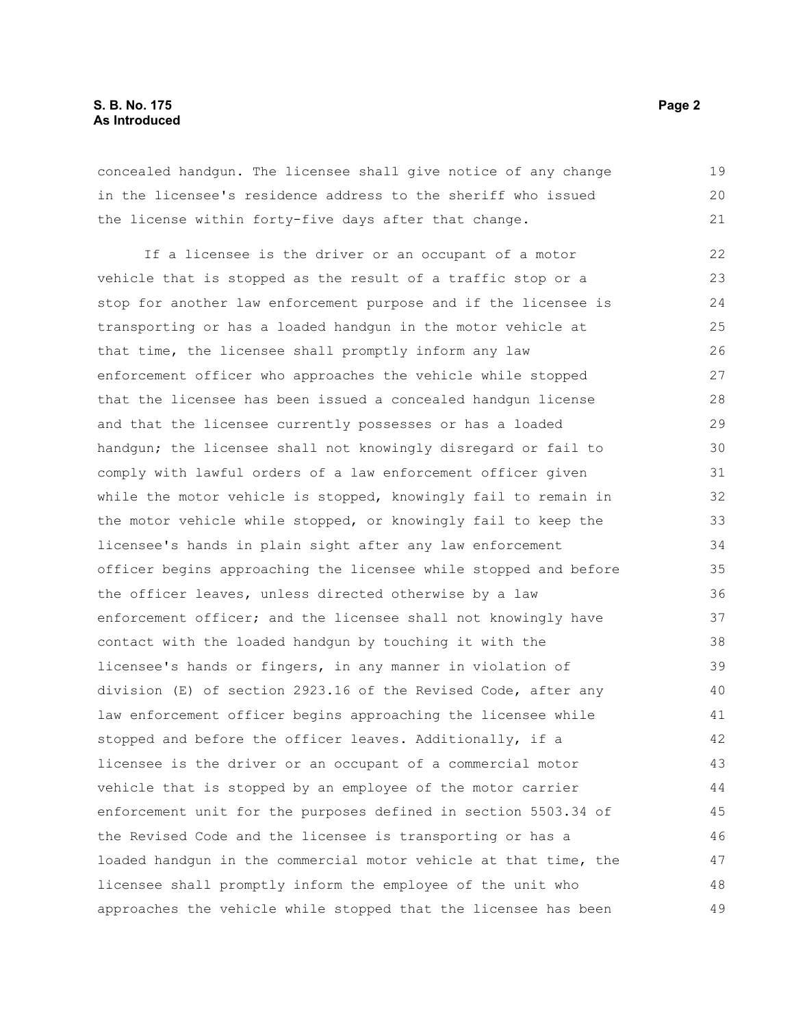concealed handgun. The licensee shall give notice of any change in the licensee's residence address to the sheriff who issued the license within forty-five days after that change.

If a licensee is the driver or an occupant of a motor vehicle that is stopped as the result of a traffic stop or a stop for another law enforcement purpose and if the licensee is transporting or has a loaded handgun in the motor vehicle at that time, the licensee shall promptly inform any law enforcement officer who approaches the vehicle while stopped that the licensee has been issued a concealed handgun license and that the licensee currently possesses or has a loaded handgun; the licensee shall not knowingly disregard or fail to comply with lawful orders of a law enforcement officer given while the motor vehicle is stopped, knowingly fail to remain in the motor vehicle while stopped, or knowingly fail to keep the licensee's hands in plain sight after any law enforcement officer begins approaching the licensee while stopped and before the officer leaves, unless directed otherwise by a law enforcement officer; and the licensee shall not knowingly have contact with the loaded handgun by touching it with the licensee's hands or fingers, in any manner in violation of division (E) of section 2923.16 of the Revised Code, after any law enforcement officer begins approaching the licensee while stopped and before the officer leaves. Additionally, if a licensee is the driver or an occupant of a commercial motor vehicle that is stopped by an employee of the motor carrier enforcement unit for the purposes defined in section 5503.34 of the Revised Code and the licensee is transporting or has a loaded handgun in the commercial motor vehicle at that time, the licensee shall promptly inform the employee of the unit who approaches the vehicle while stopped that the licensee has been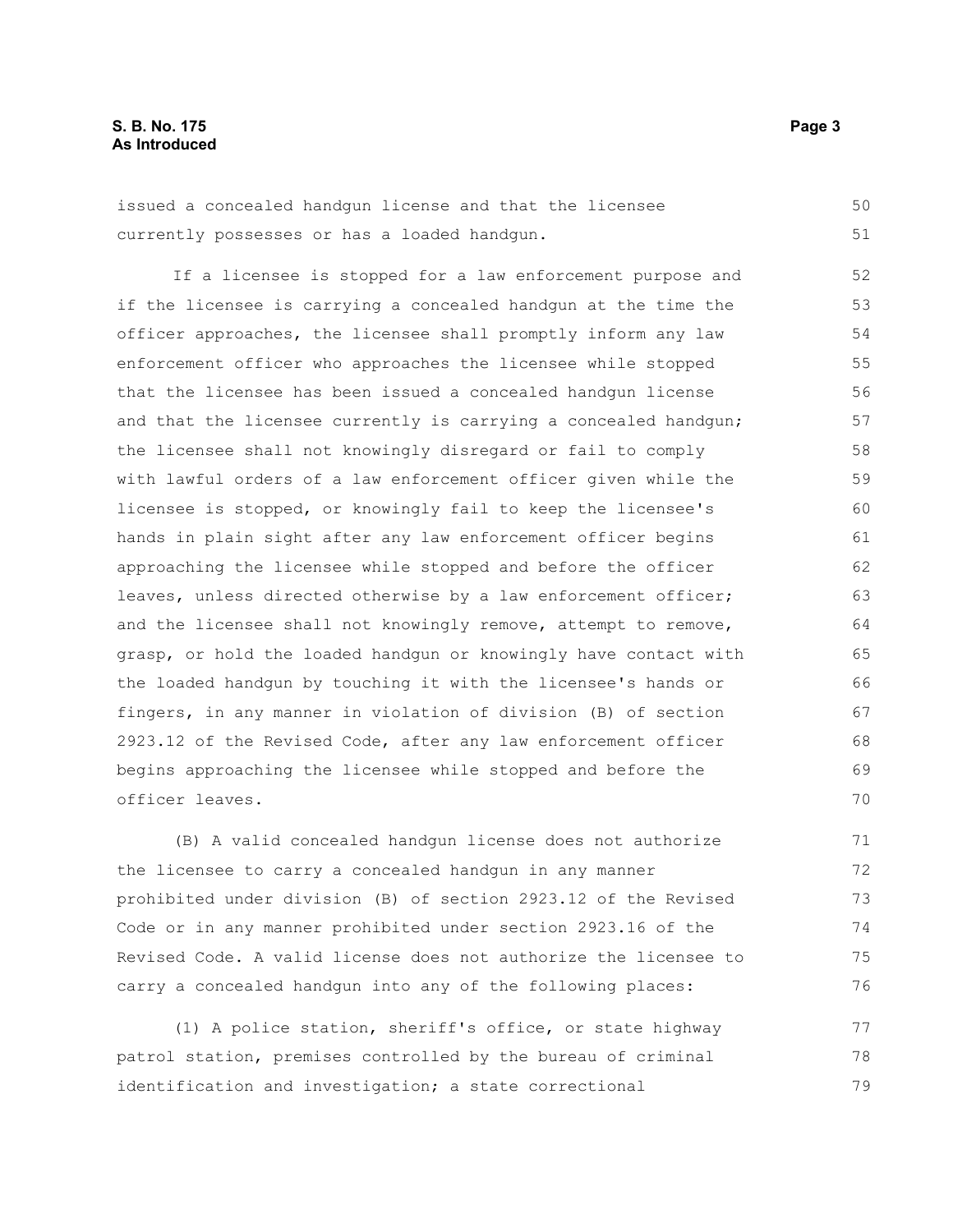issued a concealed handgun license and that the licensee currently possesses or has a loaded handgun.

If a licensee is stopped for a law enforcement purpose and if the licensee is carrying a concealed handgun at the time the officer approaches, the licensee shall promptly inform any law enforcement officer who approaches the licensee while stopped that the licensee has been issued a concealed handgun license and that the licensee currently is carrying a concealed handgun; the licensee shall not knowingly disregard or fail to comply with lawful orders of a law enforcement officer given while the licensee is stopped, or knowingly fail to keep the licensee's hands in plain sight after any law enforcement officer begins approaching the licensee while stopped and before the officer leaves, unless directed otherwise by a law enforcement officer; and the licensee shall not knowingly remove, attempt to remove, grasp, or hold the loaded handgun or knowingly have contact with the loaded handgun by touching it with the licensee's hands or fingers, in any manner in violation of division (B) of section 2923.12 of the Revised Code, after any law enforcement officer begins approaching the licensee while stopped and before the officer leaves.

(B) A valid concealed handgun license does not authorize the licensee to carry a concealed handgun in any manner prohibited under division (B) of section 2923.12 of the Revised Code or in any manner prohibited under section 2923.16 of the Revised Code. A valid license does not authorize the licensee to carry a concealed handgun into any of the following places:

(1) A police station, sheriff's office, or state highway patrol station, premises controlled by the bureau of criminal identification and investigation; a state correctional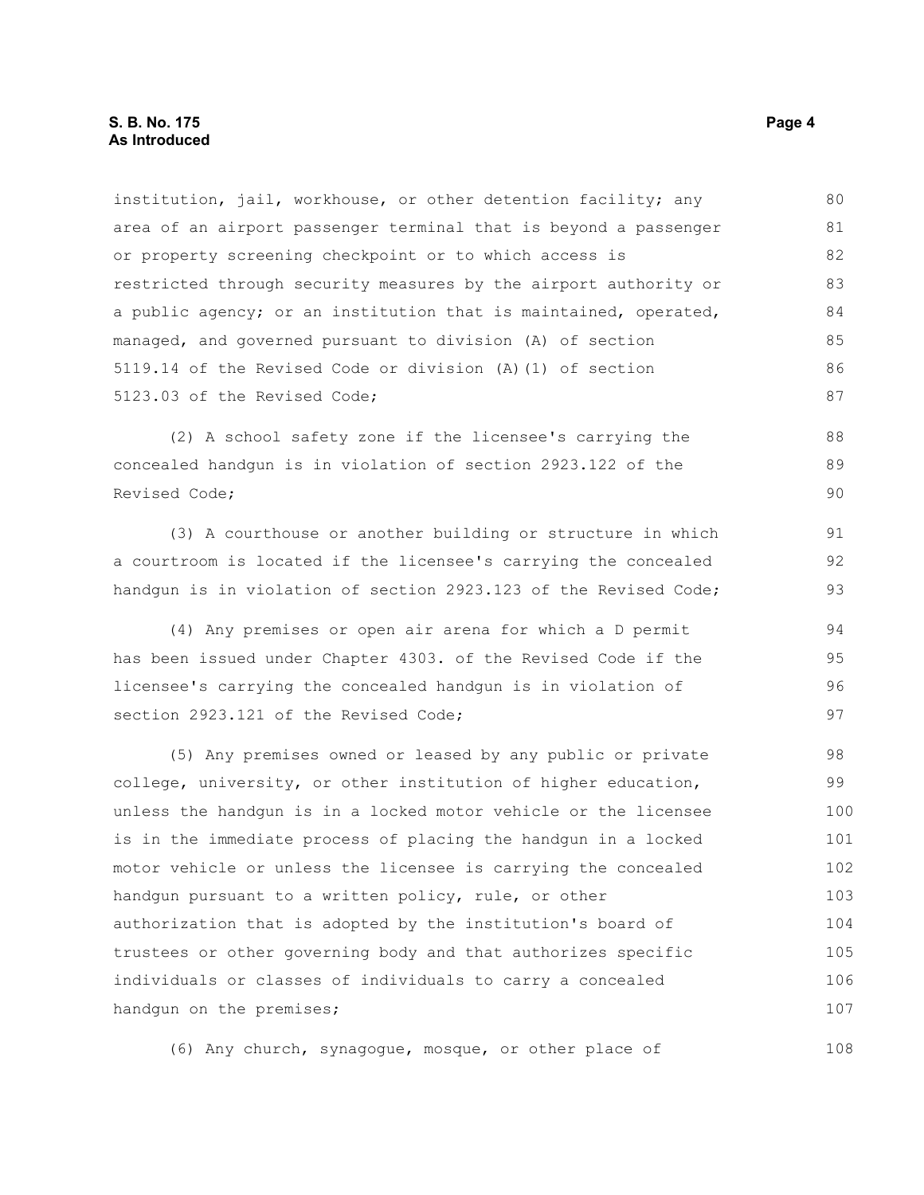institution, jail, workhouse, or other detention facility; any area of an airport passenger terminal that is beyond a passenger or property screening checkpoint or to which access is restricted through security measures by the airport authority or a public agency; or an institution that is maintained, operated, managed, and governed pursuant to division (A) of section 5119.14 of the Revised Code or division (A)(1) of section 5123.03 of the Revised Code;

(2) A school safety zone if the licensee's carrying the concealed handgun is in violation of section 2923.122 of the Revised Code;

(3) A courthouse or another building or structure in which a courtroom is located if the licensee's carrying the concealed handgun is in violation of section 2923.123 of the Revised Code;

(4) Any premises or open air arena for which a D permit has been issued under Chapter 4303. of the Revised Code if the licensee's carrying the concealed handgun is in violation of section 2923.121 of the Revised Code;

(5) Any premises owned or leased by any public or private college, university, or other institution of higher education, unless the handgun is in a locked motor vehicle or the licensee is in the immediate process of placing the handgun in a locked motor vehicle or unless the licensee is carrying the concealed handgun pursuant to a written policy, rule, or other authorization that is adopted by the institution's board of trustees or other governing body and that authorizes specific individuals or classes of individuals to carry a concealed handgun on the premises;

(6) Any church, synagogue, mosque, or other place of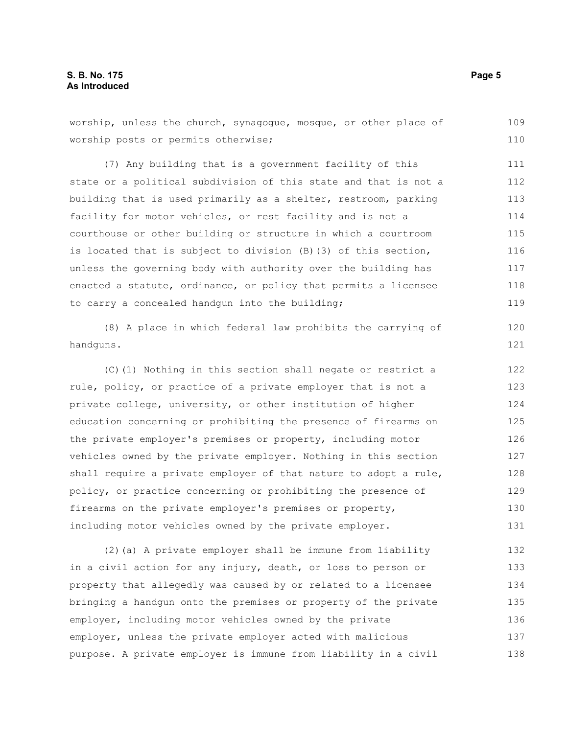worship, unless the church, synagogue, mosque, or other place of worship posts or permits otherwise;

(7) Any building that is a government facility of this state or a political subdivision of this state and that is not a building that is used primarily as a shelter, restroom, parking facility for motor vehicles, or rest facility and is not a courthouse or other building or structure in which a courtroom is located that is subject to division (B)(3) of this section, unless the governing body with authority over the building has enacted a statute, ordinance, or policy that permits a licensee to carry a concealed handgun into the building;

(8) A place in which federal law prohibits the carrying of handguns.

(C)(1) Nothing in this section shall negate or restrict a rule, policy, or practice of a private employer that is not a private college, university, or other institution of higher education concerning or prohibiting the presence of firearms on the private employer's premises or property, including motor vehicles owned by the private employer. Nothing in this section shall require a private employer of that nature to adopt a rule, policy, or practice concerning or prohibiting the presence of firearms on the private employer's premises or property, including motor vehicles owned by the private employer.

(2)(a) A private employer shall be immune from liability in a civil action for any injury, death, or loss to person or property that allegedly was caused by or related to a licensee bringing a handgun onto the premises or property of the private employer, including motor vehicles owned by the private employer, unless the private employer acted with malicious purpose. A private employer is immune from liability in a civil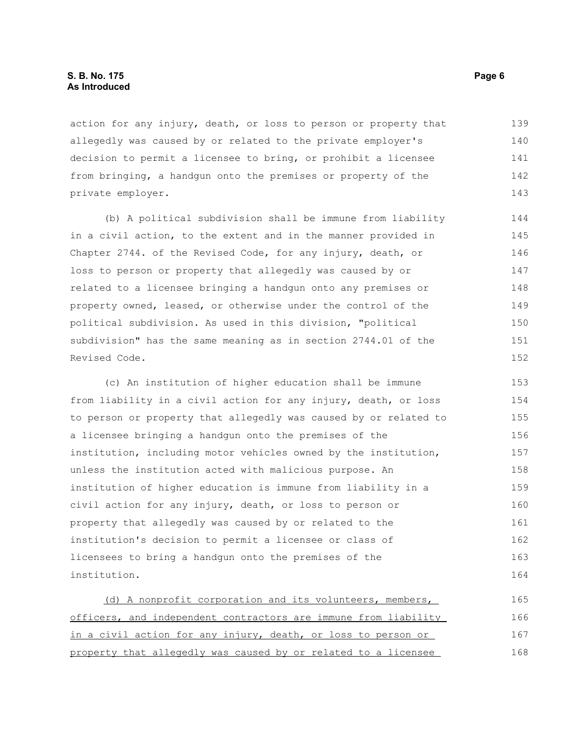action for any injury, death, or loss to person or property that allegedly was caused by or related to the private employer's decision to permit a licensee to bring, or prohibit a licensee from bringing, a handgun onto the premises or property of the private employer.

(b) A political subdivision shall be immune from liability in a civil action, to the extent and in the manner provided in Chapter 2744. of the Revised Code, for any injury, death, or loss to person or property that allegedly was caused by or related to a licensee bringing a handgun onto any premises or property owned, leased, or otherwise under the control of the political subdivision. As used in this division, "political subdivision" has the same meaning as in section 2744.01 of the Revised Code.

(c) An institution of higher education shall be immune from liability in a civil action for any injury, death, or loss to person or property that allegedly was caused by or related to a licensee bringing a handgun onto the premises of the institution, including motor vehicles owned by the institution, unless the institution acted with malicious purpose. An institution of higher education is immune from liability in a civil action for any injury, death, or loss to person or property that allegedly was caused by or related to the institution's decision to permit a licensee or class of licensees to bring a handgun onto the premises of the institution.

<u>(d) A nonprofit corporation and its volunteers, members, officers, and independent contractors are immune from liability in a civil action for any injury, death, or loss to person or property that allegedly was caused by or related to a licensee</u>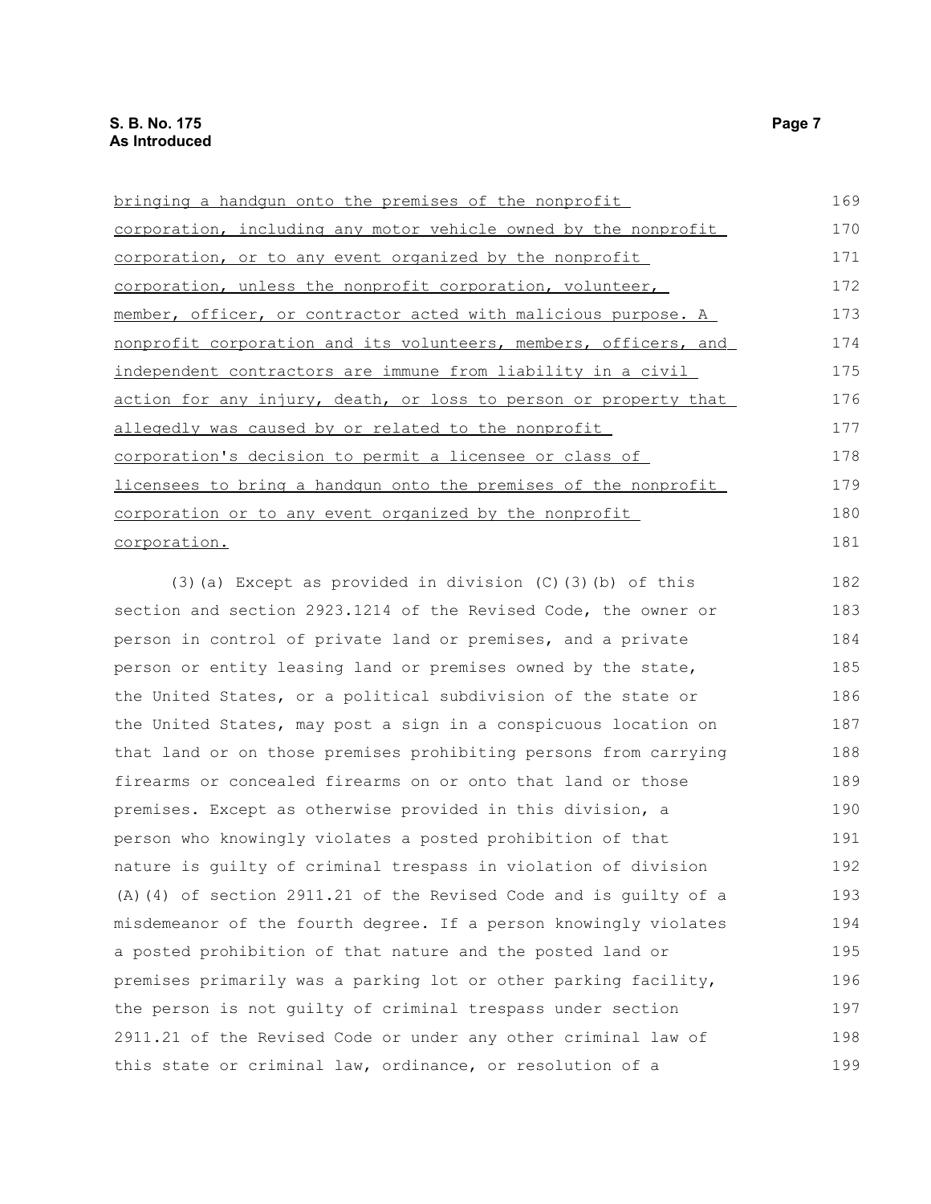bringing a handgun onto the premises of the nonprofit corporation, including any motor vehicle owned by the nonprofit corporation, or to any event organized by the nonprofit corporation, unless the nonprofit corporation, volunteer, member, officer, or contractor acted with malicious purpose. A nonprofit corporation and its volunteers, members, officers, and independent contractors are immune from liability in a civil action for any injury, death, or loss to person or property that allegedly was caused by or related to the nonprofit corporation's decision to permit a licensee or class of licensees to bring a handgun onto the premises of the nonprofit corporation or to any event organized by the nonprofit corporation.

(3)(a) Except as provided in division (C)(3)(b) of this section and section 2923.1214 of the Revised Code, the owner or person in control of private land or premises, and a private person or entity leasing land or premises owned by the state, the United States, or a political subdivision of the state or the United States, may post a sign in a conspicuous location on that land or on those premises prohibiting persons from carrying firearms or concealed firearms on or onto that land or those premises. Except as otherwise provided in this division, a person who knowingly violates a posted prohibition of that nature is guilty of criminal trespass in violation of division (A)(4) of section 2911.21 of the Revised Code and is guilty of a misdemeanor of the fourth degree. If a person knowingly violates a posted prohibition of that nature and the posted land or premises primarily was a parking lot or other parking facility, the person is not guilty of criminal trespass under section 2911.21 of the Revised Code or under any other criminal law of this state or criminal law, ordinance, or resolution of a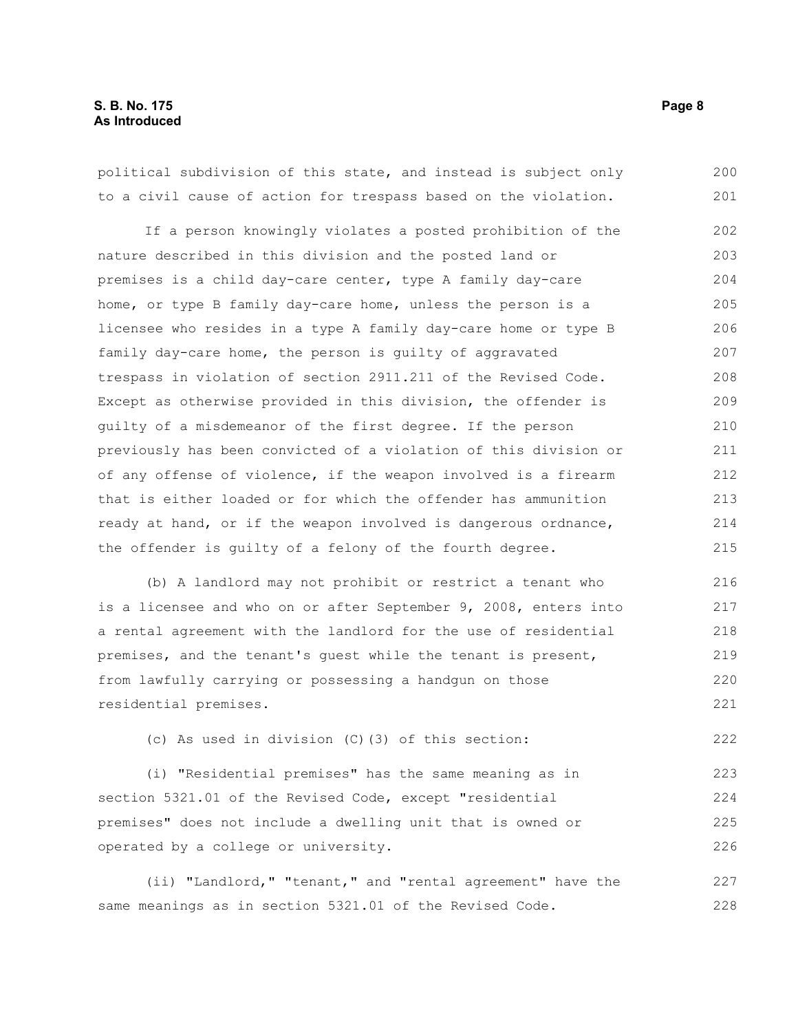political subdivision of this state, and instead is subject only to a civil cause of action for trespass based on the violation.

If a person knowingly violates a posted prohibition of the nature described in this division and the posted land or premises is a child day-care center, type A family day-care home, or type B family day-care home, unless the person is a licensee who resides in a type A family day-care home or type B family day-care home, the person is guilty of aggravated trespass in violation of section 2911.211 of the Revised Code. Except as otherwise provided in this division, the offender is guilty of a misdemeanor of the first degree. If the person previously has been convicted of a violation of this division or of any offense of violence, if the weapon involved is a firearm that is either loaded or for which the offender has ammunition ready at hand, or if the weapon involved is dangerous ordnance, the offender is guilty of a felony of the fourth degree.

(b) A landlord may not prohibit or restrict a tenant who is a licensee and who on or after September 9, 2008, enters into a rental agreement with the landlord for the use of residential premises, and the tenant's guest while the tenant is present, from lawfully carrying or possessing a handgun on those residential premises.

(c) As used in division (C)(3) of this section:

(i) "Residential premises" has the same meaning as in section 5321.01 of the Revised Code, except "residential premises" does not include a dwelling unit that is owned or operated by a college or university.

(ii) "Landlord," "tenant," and "rental agreement" have the same meanings as in section 5321.01 of the Revised Code.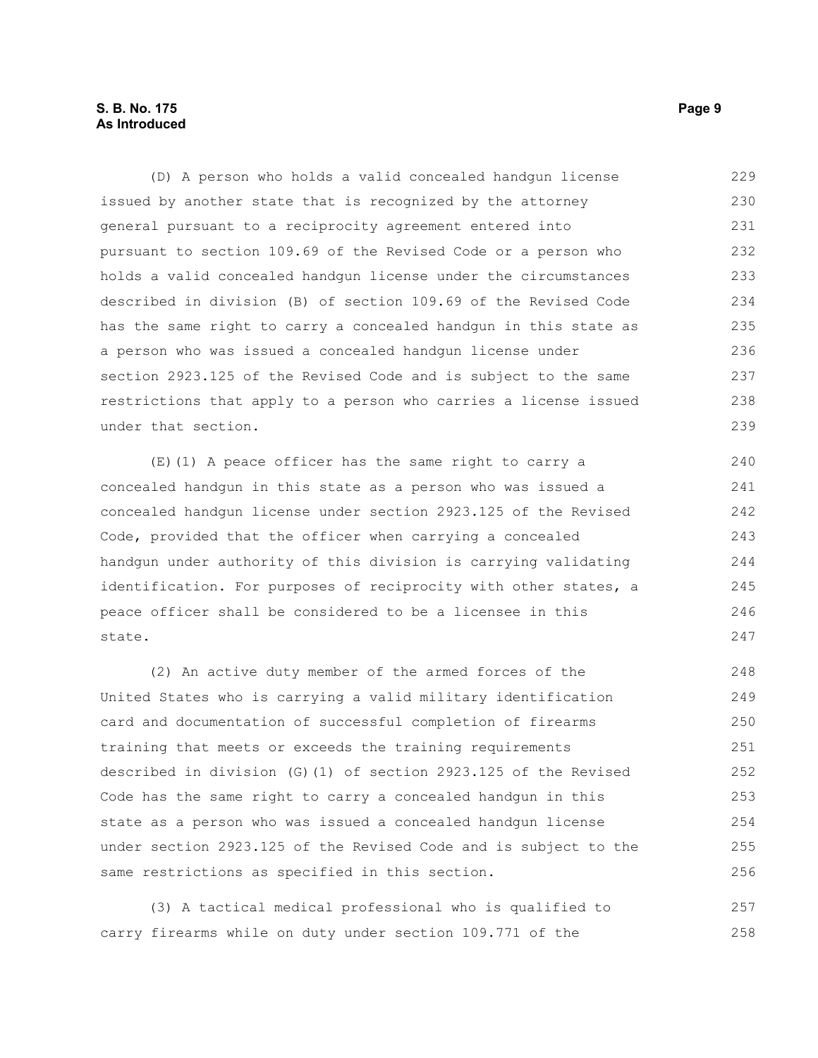(D) A person who holds a valid concealed handgun license issued by another state that is recognized by the attorney general pursuant to a reciprocity agreement entered into pursuant to section 109.69 of the Revised Code or a person who holds a valid concealed handgun license under the circumstances described in division (B) of section 109.69 of the Revised Code has the same right to carry a concealed handgun in this state as a person who was issued a concealed handgun license under section 2923.125 of the Revised Code and is subject to the same restrictions that apply to a person who carries a license issued under that section.

(E)(1) A peace officer has the same right to carry a concealed handgun in this state as a person who was issued a concealed handgun license under section 2923.125 of the Revised Code, provided that the officer when carrying a concealed handgun under authority of this division is carrying validating identification. For purposes of reciprocity with other states, a peace officer shall be considered to be a licensee in this state.

(2) An active duty member of the armed forces of the United States who is carrying a valid military identification card and documentation of successful completion of firearms training that meets or exceeds the training requirements described in division (G)(1) of section 2923.125 of the Revised Code has the same right to carry a concealed handgun in this state as a person who was issued a concealed handgun license under section 2923.125 of the Revised Code and is subject to the same restrictions as specified in this section.

(3) A tactical medical professional who is qualified to carry firearms while on duty under section 109.771 of the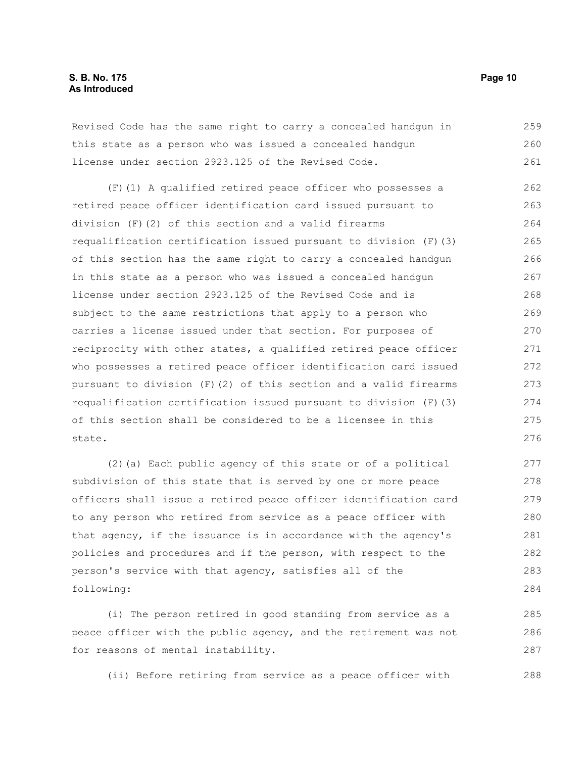Revised Code has the same right to carry a concealed handgun in this state as a person who was issued a concealed handgun license under section 2923.125 of the Revised Code.

(F)(1) A qualified retired peace officer who possesses a retired peace officer identification card issued pursuant to division (F)(2) of this section and a valid firearms requalification certification issued pursuant to division (F)(3) of this section has the same right to carry a concealed handgun in this state as a person who was issued a concealed handgun license under section 2923.125 of the Revised Code and is subject to the same restrictions that apply to a person who carries a license issued under that section. For purposes of reciprocity with other states, a qualified retired peace officer who possesses a retired peace officer identification card issued pursuant to division (F)(2) of this section and a valid firearms requalification certification issued pursuant to division (F)(3) of this section shall be considered to be a licensee in this state.

(2)(a) Each public agency of this state or of a political subdivision of this state that is served by one or more peace officers shall issue a retired peace officer identification card to any person who retired from service as a peace officer with that agency, if the issuance is in accordance with the agency's policies and procedures and if the person, with respect to the person's service with that agency, satisfies all of the following:

(i) The person retired in good standing from service as a peace officer with the public agency, and the retirement was not for reasons of mental instability.

(ii) Before retiring from service as a peace officer with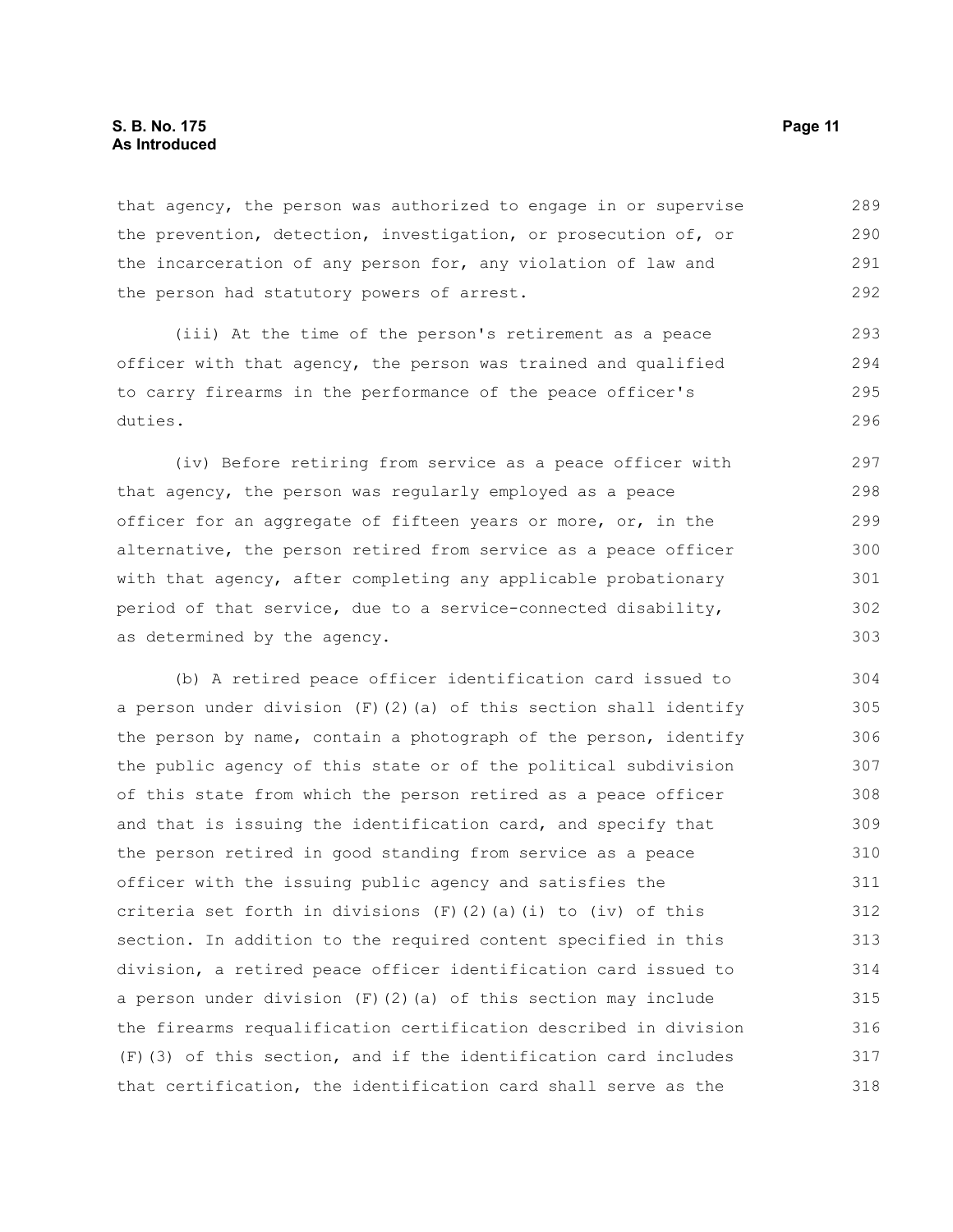that agency, the person was authorized to engage in or supervise the prevention, detection, investigation, or prosecution of, or the incarceration of any person for, any violation of law and the person had statutory powers of arrest.

(iii) At the time of the person's retirement as a peace officer with that agency, the person was trained and qualified to carry firearms in the performance of the peace officer's duties.

(iv) Before retiring from service as a peace officer with that agency, the person was regularly employed as a peace officer for an aggregate of fifteen years or more, or, in the alternative, the person retired from service as a peace officer with that agency, after completing any applicable probationary period of that service, due to a service-connected disability, as determined by the agency.

(b) A retired peace officer identification card issued to a person under division (F)(2)(a) of this section shall identify the person by name, contain a photograph of the person, identify the public agency of this state or of the political subdivision of this state from which the person retired as a peace officer and that is issuing the identification card, and specify that the person retired in good standing from service as a peace officer with the issuing public agency and satisfies the criteria set forth in divisions (F)(2)(a)(i) to (iv) of this section. In addition to the required content specified in this division, a retired peace officer identification card issued to a person under division (F)(2)(a) of this section may include the firearms requalification certification described in division (F)(3) of this section, and if the identification card includes that certification, the identification card shall serve as the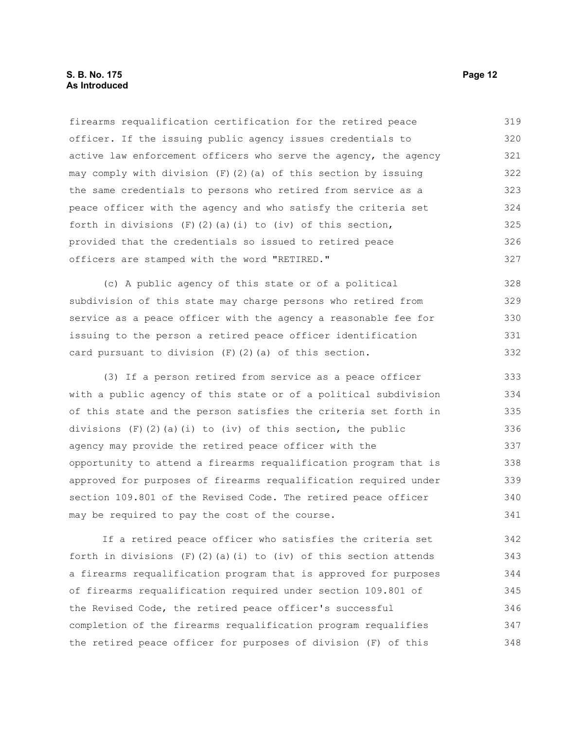firearms requalification certification for the retired peace officer. If the issuing public agency issues credentials to active law enforcement officers who serve the agency, the agency may comply with division (F)(2)(a) of this section by issuing the same credentials to persons who retired from service as a peace officer with the agency and who satisfy the criteria set forth in divisions (F)(2)(a)(i) to (iv) of this section, provided that the credentials so issued to retired peace officers are stamped with the word "RETIRED."

(c) A public agency of this state or of a political subdivision of this state may charge persons who retired from service as a peace officer with the agency a reasonable fee for issuing to the person a retired peace officer identification card pursuant to division (F)(2)(a) of this section.

(3) If a person retired from service as a peace officer with a public agency of this state or of a political subdivision of this state and the person satisfies the criteria set forth in divisions (F)(2)(a)(i) to (iv) of this section, the public agency may provide the retired peace officer with the opportunity to attend a firearms requalification program that is approved for purposes of firearms requalification required under section 109.801 of the Revised Code. The retired peace officer may be required to pay the cost of the course.

If a retired peace officer who satisfies the criteria set forth in divisions (F)(2)(a)(i) to (iv) of this section attends a firearms requalification program that is approved for purposes of firearms requalification required under section 109.801 of the Revised Code, the retired peace officer's successful completion of the firearms requalification program requalifies the retired peace officer for purposes of division (F) of this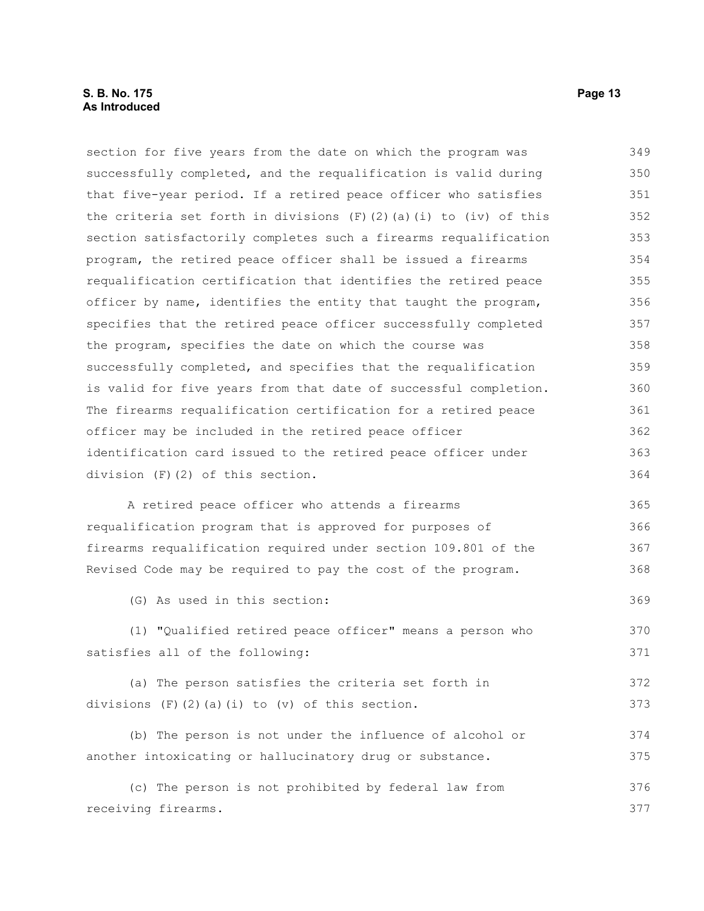section for five years from the date on which the program was successfully completed, and the requalification is valid during that five-year period. If a retired peace officer who satisfies the criteria set forth in divisions (F)(2)(a)(i) to (iv) of this section satisfactorily completes such a firearms requalification program, the retired peace officer shall be issued a firearms requalification certification that identifies the retired peace officer by name, identifies the entity that taught the program, specifies that the retired peace officer successfully completed the program, specifies the date on which the course was successfully completed, and specifies that the requalification is valid for five years from that date of successful completion. The firearms requalification certification for a retired peace officer may be included in the retired peace officer identification card issued to the retired peace officer under division (F)(2) of this section.

A retired peace officer who attends a firearms requalification program that is approved for purposes of firearms requalification required under section 109.801 of the Revised Code may be required to pay the cost of the program.

(G) As used in this section:

(1) "Qualified retired peace officer" means a person who satisfies all of the following:

(a) The person satisfies the criteria set forth in divisions (F)(2)(a)(i) to (v) of this section.

(b) The person is not under the influence of alcohol or another intoxicating or hallucinatory drug or substance.

(c) The person is not prohibited by federal law from receiving firearms.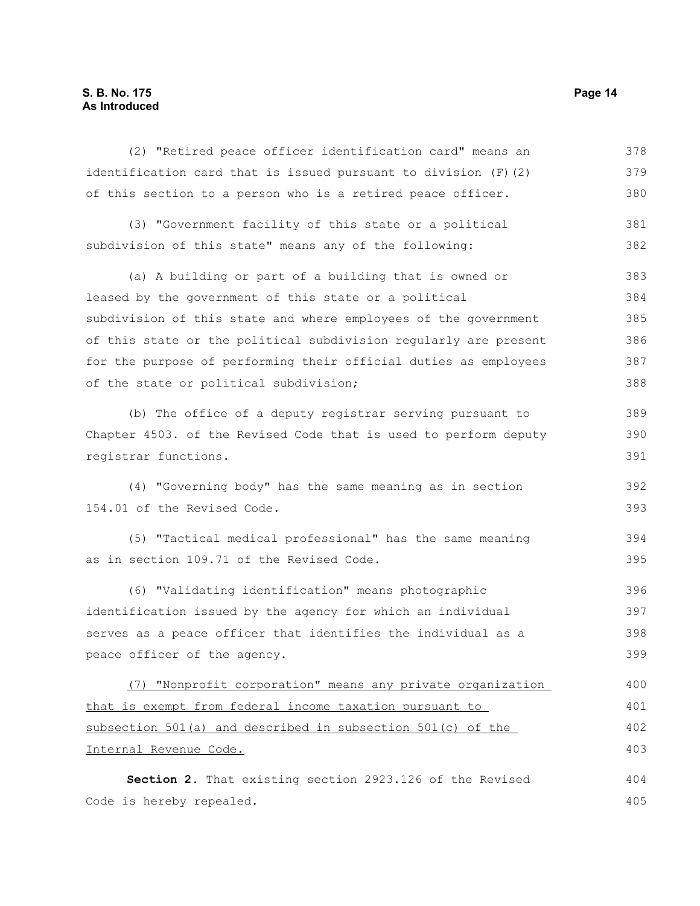(2) "Retired peace officer identification card" means an identification card that is issued pursuant to division (F)(2) of this section to a person who is a retired peace officer.

(3) "Government facility of this state or a political subdivision of this state" means any of the following:

(a) A building or part of a building that is owned or leased by the government of this state or a political subdivision of this state and where employees of the government of this state or the political subdivision regularly are present for the purpose of performing their official duties as employees of the state or political subdivision;

(b) The office of a deputy registrar serving pursuant to Chapter 4503. of the Revised Code that is used to perform deputy registrar functions.

(4) "Governing body" has the same meaning as in section 154.01 of the Revised Code.

(5) "Tactical medical professional" has the same meaning as in section 109.71 of the Revised Code.

(6) "Validating identification" means photographic identification issued by the agency for which an individual serves as a peace officer that identifies the individual as a peace officer of the agency.

<u>(7) "Nonprofit corporation" means any private organization that is exempt from federal income taxation pursuant to subsection 501(a) and described in subsection 501(c) of the Internal Revenue Code.</u>

**Section 2.** That existing section 2923.126 of the Revised Code is hereby repealed.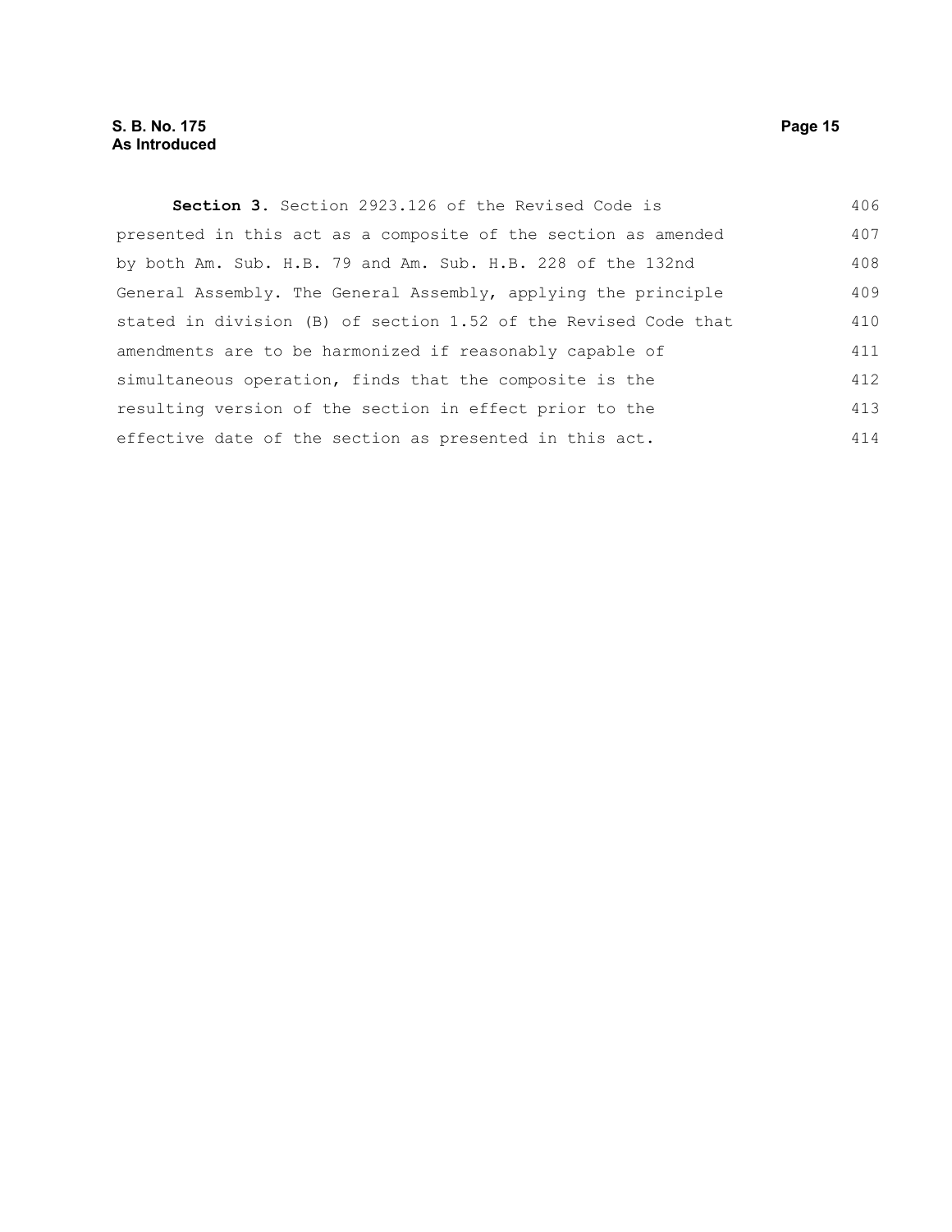**Section 3.** Section 2923.126 of the Revised Code is presented in this act as a composite of the section as amended by both Am. Sub. H.B. 79 and Am. Sub. H.B. 228 of the 132nd General Assembly. The General Assembly, applying the principle stated in division (B) of section 1.52 of the Revised Code that amendments are to be harmonized if reasonably capable of simultaneous operation, finds that the composite is the resulting version of the section in effect prior to the effective date of the section as presented in this act.